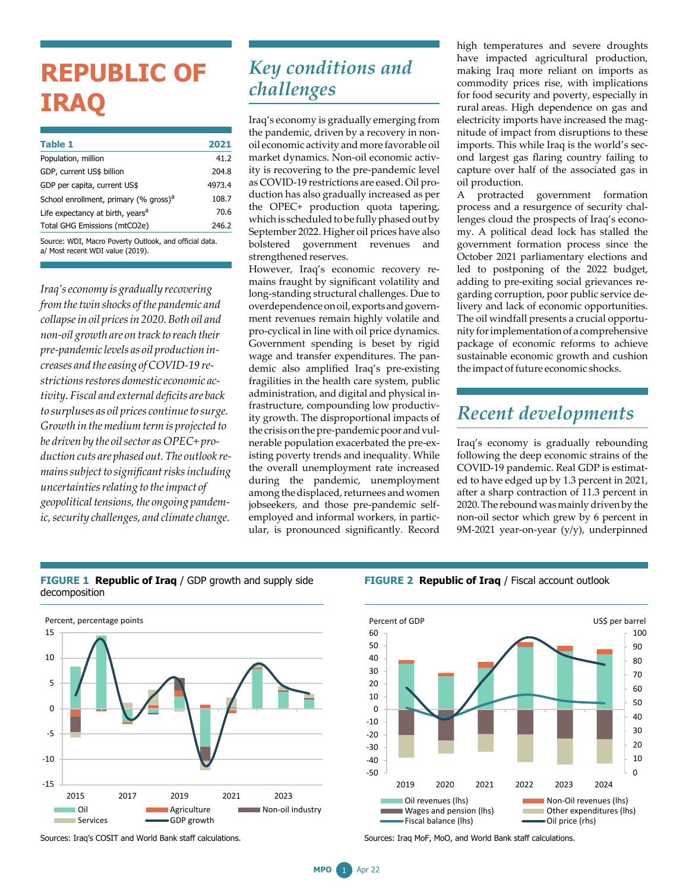# REPUBLIC OF IRAQ

| Table 1 | 2021 |
|---|---|
| Population, million | 41.2 |
| GDP, current US$ billion | 204.8 |
| GDP per capita, current US$ | 4973.4 |
| School enrollment, primary (% gross)[a] | 108.7 |
| Life expectancy at birth, years[a] | 70.6 |
| Total GHG Emissions (mtCO2e) | 246.2 |

Source: WDI, Macro Poverty Outlook, and official data.
a/ Most recent WDI value (2019).

*Iraq's economy is gradually recovering from the twin shocks of the pandemic and collapse in oil prices in 2020. Both oil and non-oil growth are on track to reach their pre-pandemic levels as oil production increases and the easing of COVID-19 restrictions restores domestic economic activity. Fiscal and external deficits are back to surpluses as oil prices continue to surge. Growth in the medium term is projected to be driven by the oil sector as OPEC+ production cuts are phased out. The outlook remains subject to significant risks including uncertainties relating to the impact of geopolitical tensions, the ongoing pandemic, security challenges, and climate change.*

## Key conditions and challenges

Iraq's economy is gradually emerging from the pandemic, driven by a recovery in non-oil economic activity and more favorable oil market dynamics. Non-oil economic activity is recovering to the pre-pandemic level as COVID-19 restrictions are eased. Oil production has also gradually increased as per the OPEC+ production quota tapering, which is scheduled to be fully phased out by September 2022. Higher oil prices have also bolstered government revenues and strengthened reserves.

However, Iraq's economic recovery remains fraught by significant volatility and long-standing structural challenges. Due to overdependence on oil, exports and government revenues remain highly volatile and pro-cyclical in line with oil price dynamics. Government spending is beset by rigid wage and transfer expenditures. The pandemic also amplified Iraq's pre-existing fragilities in the health care system, public administration, and digital and physical infrastructure, compounding low productivity growth. The disproportional impacts of the crisis on the pre-pandemic poor and vulnerable population exacerbated the pre-existing poverty trends and inequality. While the overall unemployment rate increased during the pandemic, unemployment among the displaced, returnees and women jobseekers, and those pre-pandemic self-employed and informal workers, in particular, is pronounced significantly. Record high temperatures and severe droughts have impacted agricultural production, making Iraq more reliant on imports as commodity prices rise, with implications for food security and poverty, especially in rural areas. High dependence on gas and electricity imports have increased the magnitude of impact from disruptions to these imports. This while Iraq is the world's second largest gas flaring country failing to capture over half of the associated gas in oil production.

A protracted government formation process and a resurgence of security challenges cloud the prospects of Iraq's economy. A political dead lock has stalled the government formation process since the October 2021 parliamentary elections and led to postponing of the 2022 budget, adding to pre-exiting social grievances regarding corruption, poor public service delivery and lack of economic opportunities. The oil windfall presents a crucial opportunity for implementation of a comprehensive package of economic reforms to achieve sustainable economic growth and cushion the impact of future economic shocks.

## Recent developments

Iraq's economy is gradually rebounding following the deep economic strains of the COVID-19 pandemic. Real GDP is estimated to have edged up by 1.3 percent in 2021, after a sharp contraction of 11.3 percent in 2020. The rebound was mainly driven by the non-oil sector which grew by 6 percent in 9M-2021 year-on-year (y/y), underpinned

**FIGURE 1 Republic of Iraq** / GDP growth and supply side decomposition

Sources: Iraq's COSIT and World Bank staff calculations.

**FIGURE 2 Republic of Iraq** / Fiscal account outlook

Sources: Iraq MoF, MoO, and World Bank staff calculations.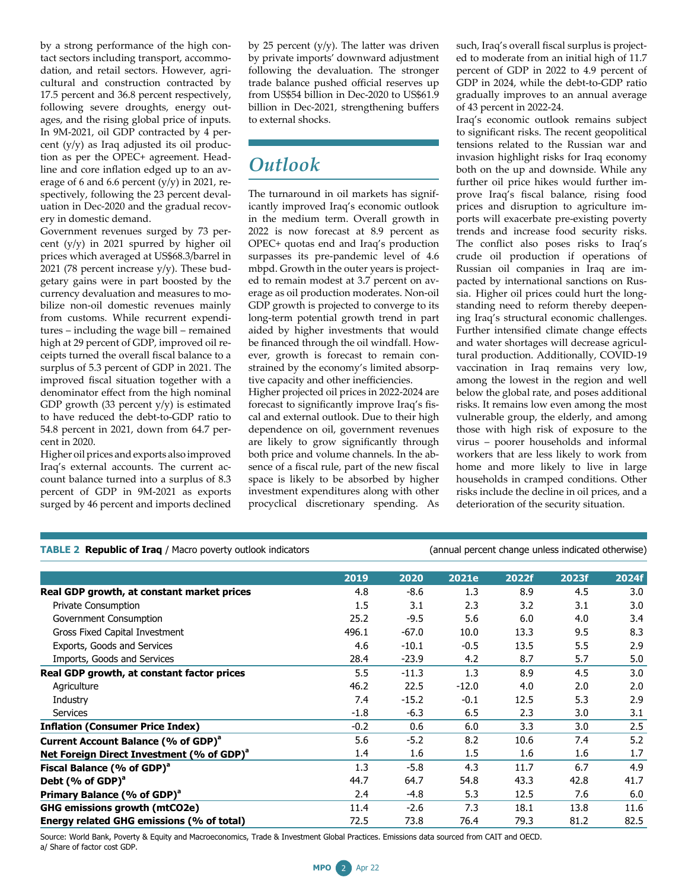by a strong performance of the high contact sectors including transport, accommodation, and retail sectors. However, agricultural and construction contracted by 17.5 percent and 36.8 percent respectively, following severe droughts, energy outages, and the rising global price of inputs. In 9M-2021, oil GDP contracted by 4 percent (y/y) as Iraq adjusted its oil production as per the OPEC+ agreement. Headline and core inflation edged up to an average of 6 and 6.6 percent (y/y) in 2021, respectively, following the 23 percent devaluation in Dec-2020 and the gradual recovery in domestic demand.

Government revenues surged by 73 percent (y/y) in 2021 spurred by higher oil prices which averaged at US$68.3/barrel in 2021 (78 percent increase y/y). These budgetary gains were in part boosted by the currency devaluation and measures to mobilize non-oil domestic revenues mainly from customs. While recurrent expenditures – including the wage bill – remained high at 29 percent of GDP, improved oil receipts turned the overall fiscal balance to a surplus of 5.3 percent of GDP in 2021. The improved fiscal situation together with a denominator effect from the high nominal GDP growth (33 percent y/y) is estimated to have reduced the debt-to-GDP ratio to 54.8 percent in 2021, down from 64.7 percent in 2020.

Higher oil prices and exports also improved Iraq's external accounts. The current account balance turned into a surplus of 8.3 percent of GDP in 9M-2021 as exports surged by 46 percent and imports declined by 25 percent (y/y). The latter was driven by private imports' downward adjustment following the devaluation. The stronger trade balance pushed official reserves up from US$54 billion in Dec-2020 to US$61.9 billion in Dec-2021, strengthening buffers to external shocks.

## *Outlook*

The turnaround in oil markets has significantly improved Iraq's economic outlook in the medium term. Overall growth in 2022 is now forecast at 8.9 percent as OPEC+ quotas end and Iraq's production surpasses its pre-pandemic level of 4.6 mbpd. Growth in the outer years is projected to remain modest at 3.7 percent on average as oil production moderates. Non-oil GDP growth is projected to converge to its long-term potential growth trend in part aided by higher investments that would be financed through the oil windfall. However, growth is forecast to remain constrained by the economy's limited absorptive capacity and other inefficiencies.

Higher projected oil prices in 2022-2024 are forecast to significantly improve Iraq's fiscal and external outlook. Due to their high dependence on oil, government revenues are likely to grow significantly through both price and volume channels. In the absence of a fiscal rule, part of the new fiscal space is likely to be absorbed by higher investment expenditures along with other procyclical discretionary spending. As such, Iraq's overall fiscal surplus is projected to moderate from an initial high of 11.7 percent of GDP in 2022 to 4.9 percent of GDP in 2024, while the debt-to-GDP ratio gradually improves to an annual average of 43 percent in 2022-24.

Iraq's economic outlook remains subject to significant risks. The recent geopolitical tensions related to the Russian war and invasion highlight risks for Iraq economy both on the up and downside. While any further oil price hikes would further improve Iraq's fiscal balance, rising food prices and disruption to agriculture imports will exacerbate pre-existing poverty trends and increase food security risks. The conflict also poses risks to Iraq's crude oil production if operations of Russian oil companies in Iraq are impacted by international sanctions on Russia. Higher oil prices could hurt the long-standing need to reform thereby deepening Iraq's structural economic challenges. Further intensified climate change effects and water shortages will decrease agricultural production. Additionally, COVID-19 vaccination in Iraq remains very low, among the lowest in the region and well below the global rate, and poses additional risks. It remains low even among the most vulnerable group, the elderly, and among those with high risk of exposure to the virus – poorer households and informal workers that are less likely to work from home and more likely to live in large households in cramped conditions. Other risks include the decline in oil prices, and a deterioration of the security situation.

**TABLE 2 Republic of Iraq** / Macro poverty outlook indicators (annual percent change unless indicated otherwise)

| | 2019 | 2020 | 2021e | 2022f | 2023f | 2024f |
|---|---|---|---|---|---|---|
| **Real GDP growth, at constant market prices** | 4.8 | -8.6 | 1.3 | 8.9 | 4.5 | 3.0 |
| Private Consumption | 1.5 | 3.1 | 2.3 | 3.2 | 3.1 | 3.0 |
| Government Consumption | 25.2 | -9.5 | 5.6 | 6.0 | 4.0 | 3.4 |
| Gross Fixed Capital Investment | 496.1 | -67.0 | 10.0 | 13.3 | 9.5 | 8.3 |
| Exports, Goods and Services | 4.6 | -10.1 | -0.5 | 13.5 | 5.5 | 2.9 |
| Imports, Goods and Services | 28.4 | -23.9 | 4.2 | 8.7 | 5.7 | 5.0 |
| **Real GDP growth, at constant factor prices** | 5.5 | -11.3 | 1.3 | 8.9 | 4.5 | 3.0 |
| Agriculture | 46.2 | 22.5 | -12.0 | 4.0 | 2.0 | 2.0 |
| Industry | 7.4 | -15.2 | -0.1 | 12.5 | 5.3 | 2.9 |
| Services | -1.8 | -6.3 | 6.5 | 2.3 | 3.0 | 3.1 |
| **Inflation (Consumer Price Index)** | -0.2 | 0.6 | 6.0 | 3.3 | 3.0 | 2.5 |
| **Current Account Balance (% of GDP)[a]** | 5.6 | -5.2 | 8.2 | 10.6 | 7.4 | 5.2 |
| **Net Foreign Direct Investment (% of GDP)[a]** | 1.4 | 1.6 | 1.5 | 1.6 | 1.6 | 1.7 |
| **Fiscal Balance (% of GDP)[a]** | 1.3 | -5.8 | 4.3 | 11.7 | 6.7 | 4.9 |
| **Debt (% of GDP)[a]** | 44.7 | 64.7 | 54.8 | 43.3 | 42.8 | 41.7 |
| **Primary Balance (% of GDP)[a]** | 2.4 | -4.8 | 5.3 | 12.5 | 7.6 | 6.0 |
| **GHG emissions growth (mtCO2e)** | 11.4 | -2.6 | 7.3 | 18.1 | 13.8 | 11.6 |
| **Energy related GHG emissions (% of total)** | 72.5 | 73.8 | 76.4 | 79.3 | 81.2 | 82.5 |

Source: World Bank, Poverty & Equity and Macroeconomics, Trade & Investment Global Practices. Emissions data sourced from CAIT and OECD.
a/ Share of factor cost GDP.